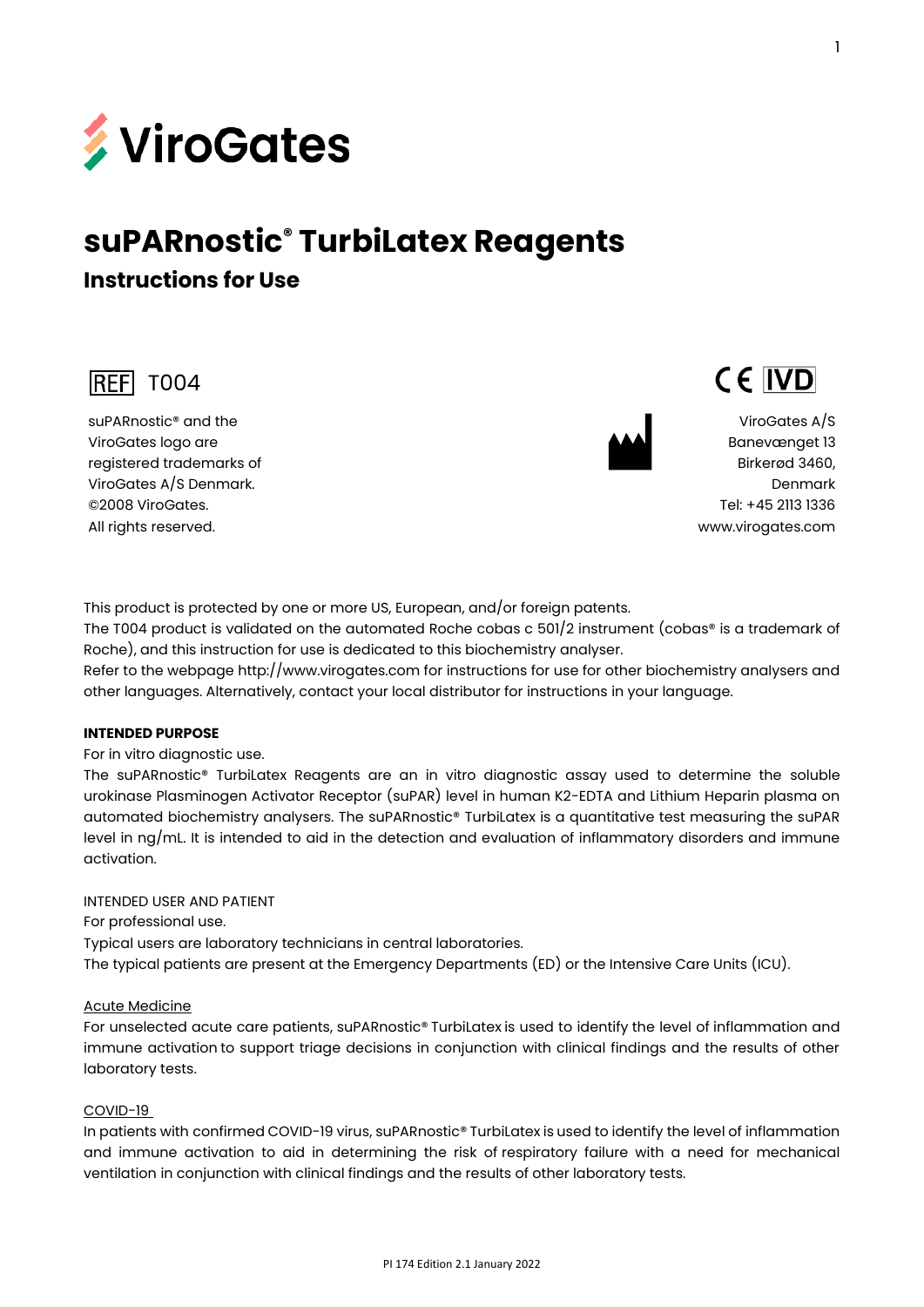ViroGates

# suPARnostic® TurbiLatex Reagents

## Instructions for Use

REF T004

CE IVD

suPARnostic® and the ViroGates logo are registered trademarks of ViroGates A/S Denmark.
©2008 ViroGates.
All rights reserved.

ViroGates A/S
Banevænget 13
Birkerød 3460,
Denmark
Tel: +45 2113 1336
www.virogates.com

This product is protected by one or more US, European, and/or foreign patents.
The T004 product is validated on the automated Roche cobas c 501/2 instrument (cobas® is a trademark of Roche), and this instruction for use is dedicated to this biochemistry analyser.
Refer to the webpage http://www.virogates.com for instructions for use for other biochemistry analysers and other languages. Alternatively, contact your local distributor for instructions in your language.

**INTENDED PURPOSE**

For in vitro diagnostic use.
The suPARnostic® TurbiLatex Reagents are an in vitro diagnostic assay used to determine the soluble urokinase Plasminogen Activator Receptor (suPAR) level in human K2-EDTA and Lithium Heparin plasma on automated biochemistry analysers. The suPARnostic® TurbiLatex is a quantitative test measuring the suPAR level in ng/mL. It is intended to aid in the detection and evaluation of inflammatory disorders and immune activation.

INTENDED USER AND PATIENT
For professional use.
Typical users are laboratory technicians in central laboratories.
The typical patients are present at the Emergency Departments (ED) or the Intensive Care Units (ICU).

Acute Medicine
For unselected acute care patients, suPARnostic® TurbiLatex is used to identify the level of inflammation and immune activation to support triage decisions in conjunction with clinical findings and the results of other laboratory tests.

COVID-19
In patients with confirmed COVID-19 virus, suPARnostic® TurbiLatex is used to identify the level of inflammation and immune activation to aid in determining the risk of respiratory failure with a need for mechanical ventilation in conjunction with clinical findings and the results of other laboratory tests.

PI 174 Edition 2.1 January 2022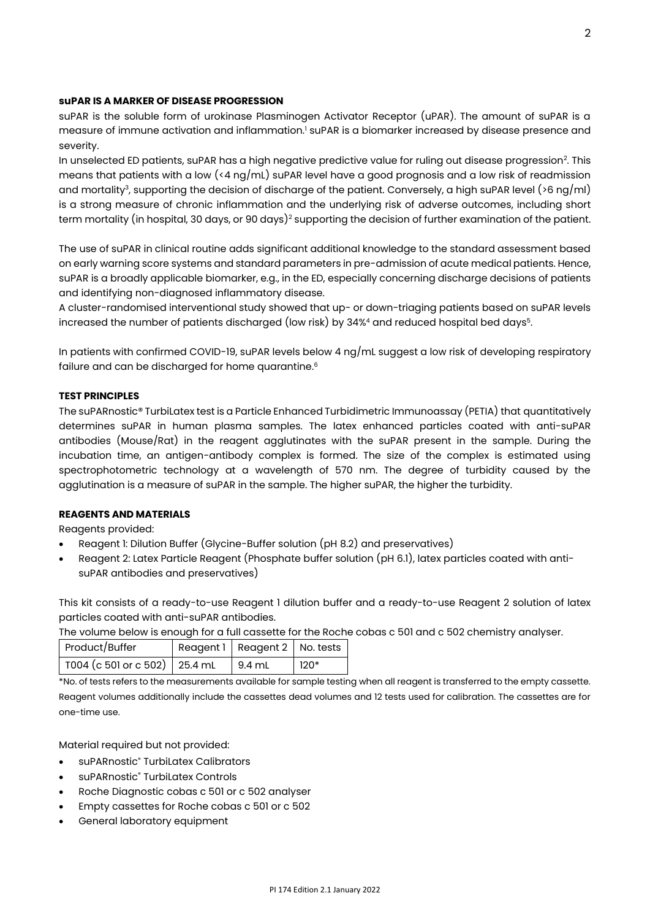### suPAR IS A MARKER OF DISEASE PROGRESSION

suPAR is the soluble form of urokinase Plasminogen Activator Receptor (uPAR). The amount of suPAR is a measure of immune activation and inflammation.[1] suPAR is a biomarker increased by disease presence and severity.

In unselected ED patients, suPAR has a high negative predictive value for ruling out disease progression[2]. This means that patients with a low (<4 ng/mL) suPAR level have a good prognosis and a low risk of readmission and mortality[3], supporting the decision of discharge of the patient. Conversely, a high suPAR level (>6 ng/ml) is a strong measure of chronic inflammation and the underlying risk of adverse outcomes, including short term mortality (in hospital, 30 days, or 90 days)[2] supporting the decision of further examination of the patient.

The use of suPAR in clinical routine adds significant additional knowledge to the standard assessment based on early warning score systems and standard parameters in pre-admission of acute medical patients. Hence, suPAR is a broadly applicable biomarker, e.g., in the ED, especially concerning discharge decisions of patients and identifying non-diagnosed inflammatory disease.

A cluster-randomised interventional study showed that up- or down-triaging patients based on suPAR levels increased the number of patients discharged (low risk) by 34%[4] and reduced hospital bed days[5].

In patients with confirmed COVID-19, suPAR levels below 4 ng/mL suggest a low risk of developing respiratory failure and can be discharged for home quarantine.[6]

### TEST PRINCIPLES

The suPARnostic® TurbiLatex test is a Particle Enhanced Turbidimetric Immunoassay (PETIA) that quantitatively determines suPAR in human plasma samples. The latex enhanced particles coated with anti-suPAR antibodies (Mouse/Rat) in the reagent agglutinates with the suPAR present in the sample. During the incubation time, an antigen-antibody complex is formed. The size of the complex is estimated using spectrophotometric technology at a wavelength of 570 nm. The degree of turbidity caused by the agglutination is a measure of suPAR in the sample. The higher suPAR, the higher the turbidity.

### REAGENTS AND MATERIALS

Reagents provided:

- Reagent 1: Dilution Buffer (Glycine-Buffer solution (pH 8.2) and preservatives)
- Reagent 2: Latex Particle Reagent (Phosphate buffer solution (pH 6.1), latex particles coated with anti-suPAR antibodies and preservatives)

This kit consists of a ready-to-use Reagent 1 dilution buffer and a ready-to-use Reagent 2 solution of latex particles coated with anti-suPAR antibodies.

The volume below is enough for a full cassette for the Roche cobas c 501 and c 502 chemistry analyser.

| Product/Buffer | Reagent 1 | Reagent 2 | No. tests |
|---|---|---|---|
| T004 (c 501 or c 502) | 25.4 mL | 9.4 mL | 120* |

*No. of tests refers to the measurements available for sample testing when all reagent is transferred to the empty cassette. Reagent volumes additionally include the cassettes dead volumes and 12 tests used for calibration. The cassettes are for one-time use.

Material required but not provided:

- suPARnostic® TurbiLatex Calibrators
- suPARnostic® TurbiLatex Controls
- Roche Diagnostic cobas c 501 or c 502 analyser
- Empty cassettes for Roche cobas c 501 or c 502
- General laboratory equipment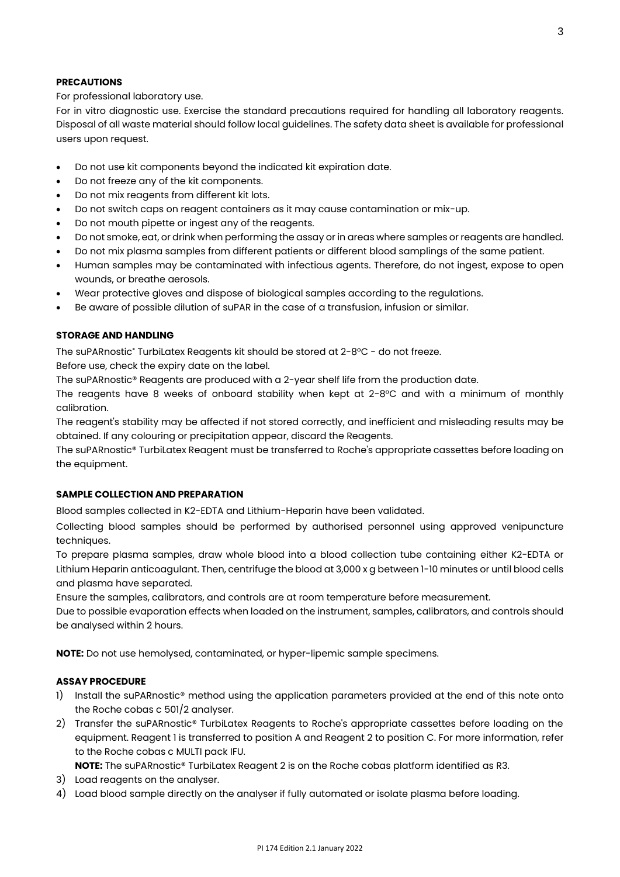**PRECAUTIONS**

For professional laboratory use.

For in vitro diagnostic use. Exercise the standard precautions required for handling all laboratory reagents. Disposal of all waste material should follow local guidelines. The safety data sheet is available for professional users upon request.

- Do not use kit components beyond the indicated kit expiration date.
- Do not freeze any of the kit components.
- Do not mix reagents from different kit lots.
- Do not switch caps on reagent containers as it may cause contamination or mix-up.
- Do not mouth pipette or ingest any of the reagents.
- Do not smoke, eat, or drink when performing the assay or in areas where samples or reagents are handled.
- Do not mix plasma samples from different patients or different blood samplings of the same patient.
- Human samples may be contaminated with infectious agents. Therefore, do not ingest, expose to open wounds, or breathe aerosols.
- Wear protective gloves and dispose of biological samples according to the regulations.
- Be aware of possible dilution of suPAR in the case of a transfusion, infusion or similar.

**STORAGE AND HANDLING**

The suPARnostic® TurbiLatex Reagents kit should be stored at 2-8ºC - do not freeze.

Before use, check the expiry date on the label.

The suPARnostic® Reagents are produced with a 2-year shelf life from the production date.

The reagents have 8 weeks of onboard stability when kept at 2-8ºC and with a minimum of monthly calibration.

The reagent's stability may be affected if not stored correctly, and inefficient and misleading results may be obtained. If any colouring or precipitation appear, discard the Reagents.

The suPARnostic® TurbiLatex Reagent must be transferred to Roche's appropriate cassettes before loading on the equipment.

**SAMPLE COLLECTION AND PREPARATION**

Blood samples collected in K2-EDTA and Lithium-Heparin have been validated.

Collecting blood samples should be performed by authorised personnel using approved venipuncture techniques.

To prepare plasma samples, draw whole blood into a blood collection tube containing either K2-EDTA or Lithium Heparin anticoagulant. Then, centrifuge the blood at 3,000 x g between 1-10 minutes or until blood cells and plasma have separated.

Ensure the samples, calibrators, and controls are at room temperature before measurement.

Due to possible evaporation effects when loaded on the instrument, samples, calibrators, and controls should be analysed within 2 hours.

**NOTE:** Do not use hemolysed, contaminated, or hyper-lipemic sample specimens.

**ASSAY PROCEDURE**

1) Install the suPARnostic® method using the application parameters provided at the end of this note onto the Roche cobas c 501/2 analyser.
2) Transfer the suPARnostic® TurbiLatex Reagents to Roche's appropriate cassettes before loading on the equipment. Reagent 1 is transferred to position A and Reagent 2 to position C. For more information, refer to the Roche cobas c MULTI pack IFU.

   **NOTE:** The suPARnostic® TurbiLatex Reagent 2 is on the Roche cobas platform identified as R3.
3) Load reagents on the analyser.
4) Load blood sample directly on the analyser if fully automated or isolate plasma before loading.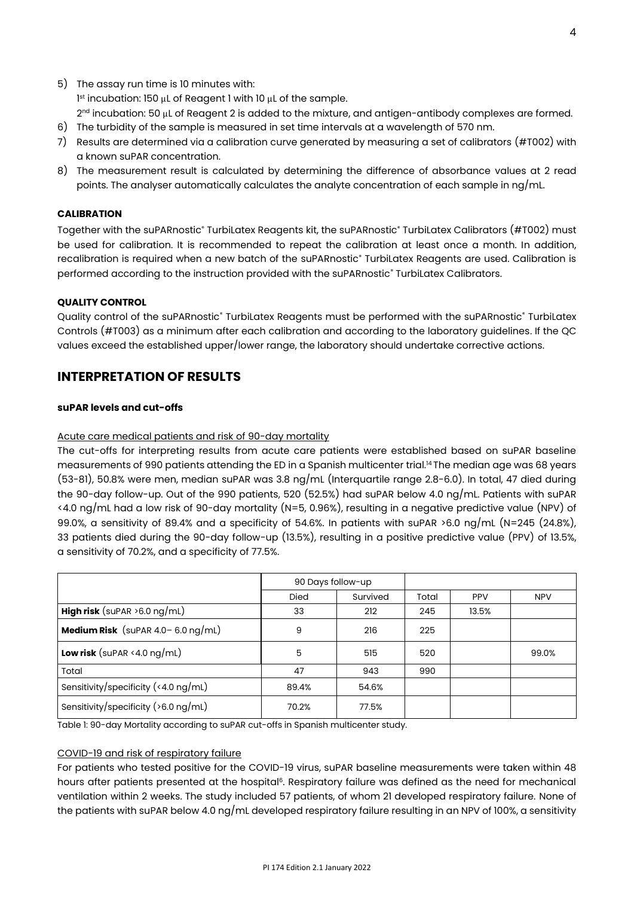5) The assay run time is 10 minutes with:
   1st incubation: 150 µL of Reagent 1 with 10 µL of the sample.
   2nd incubation: 50 µL of Reagent 2 is added to the mixture, and antigen-antibody complexes are formed.
6) The turbidity of the sample is measured in set time intervals at a wavelength of 570 nm.
7) Results are determined via a calibration curve generated by measuring a set of calibrators (#T002) with a known suPAR concentration.
8) The measurement result is calculated by determining the difference of absorbance values at 2 read points. The analyser automatically calculates the analyte concentration of each sample in ng/mL.

#### CALIBRATION

Together with the suPARnostic® TurbiLatex Reagents kit, the suPARnostic® TurbiLatex Calibrators (#T002) must be used for calibration. It is recommended to repeat the calibration at least once a month. In addition, recalibration is required when a new batch of the suPARnostic® TurbiLatex Reagents are used. Calibration is performed according to the instruction provided with the suPARnostic® TurbiLatex Calibrators.

#### QUALITY CONTROL

Quality control of the suPARnostic® TurbiLatex Reagents must be performed with the suPARnostic® TurbiLatex Controls (#T003) as a minimum after each calibration and according to the laboratory guidelines. If the QC values exceed the established upper/lower range, the laboratory should undertake corrective actions.

## INTERPRETATION OF RESULTS

#### suPAR levels and cut-offs

Acute care medical patients and risk of 90-day mortality

The cut-offs for interpreting results from acute care patients were established based on suPAR baseline measurements of 990 patients attending the ED in a Spanish multicenter trial.[14] The median age was 68 years (53-81), 50.8% were men, median suPAR was 3.8 ng/mL (Interquartile range 2.8-6.0). In total, 47 died during the 90-day follow-up. Out of the 990 patients, 520 (52.5%) had suPAR below 4.0 ng/mL. Patients with suPAR <4.0 ng/mL had a low risk of 90-day mortality (N=5, 0.96%), resulting in a negative predictive value (NPV) of 99.0%, a sensitivity of 89.4% and a specificity of 54.6%. In patients with suPAR >6.0 ng/mL (N=245 (24.8%), 33 patients died during the 90-day follow-up (13.5%), resulting in a positive predictive value (PPV) of 13.5%, a sensitivity of 70.2%, and a specificity of 77.5%.

| | 90 Days follow-up | | | | |
|---|---|---|---|---|---|
| | Died | Survived | Total | PPV | NPV |
| **High risk** (suPAR >6.0 ng/mL) | 33 | 212 | 245 | 13.5% | |
| **Medium Risk** (suPAR 4.0– 6.0 ng/mL) | 9 | 216 | 225 | | |
| **Low risk** (suPAR <4.0 ng/mL) | 5 | 515 | 520 | | 99.0% |
| Total | 47 | 943 | 990 | | |
| Sensitivity/specificity (<4.0 ng/mL) | 89.4% | 54.6% | | | |
| Sensitivity/specificity (>6.0 ng/mL) | 70.2% | 77.5% | | | |

Table 1: 90-day Mortality according to suPAR cut-offs in Spanish multicenter study.

COVID-19 and risk of respiratory failure

For patients who tested positive for the COVID-19 virus, suPAR baseline measurements were taken within 48 hours after patients presented at the hospital[6]. Respiratory failure was defined as the need for mechanical ventilation within 2 weeks. The study included 57 patients, of whom 21 developed respiratory failure. None of the patients with suPAR below 4.0 ng/mL developed respiratory failure resulting in an NPV of 100%, a sensitivity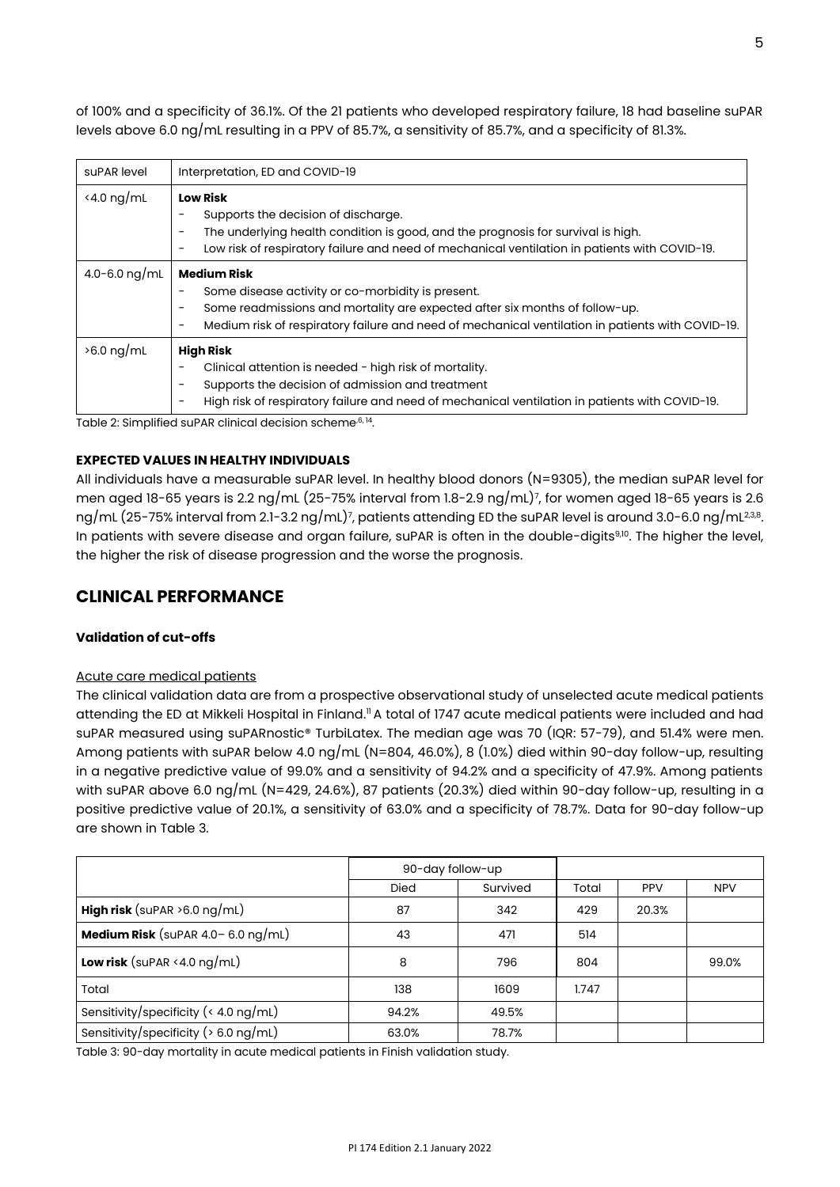of 100% and a specificity of 36.1%. Of the 21 patients who developed respiratory failure, 18 had baseline suPAR levels above 6.0 ng/mL resulting in a PPV of 85.7%, a sensitivity of 85.7%, and a specificity of 81.3%.

| suPAR level | Interpretation, ED and COVID-19 |
|---|---|
| <4.0 ng/mL | **Low Risk**<br>- Supports the decision of discharge.<br>- The underlying health condition is good, and the prognosis for survival is high.<br>- Low risk of respiratory failure and need of mechanical ventilation in patients with COVID-19. |
| 4.0-6.0 ng/mL | **Medium Risk**<br>- Some disease activity or co-morbidity is present.<br>- Some readmissions and mortality are expected after six months of follow-up.<br>- Medium risk of respiratory failure and need of mechanical ventilation in patients with COVID-19. |
| >6.0 ng/mL | **High Risk**<br>- Clinical attention is needed - high risk of mortality.<br>- Supports the decision of admission and treatment<br>- High risk of respiratory failure and need of mechanical ventilation in patients with COVID-19. |

Table 2: Simplified suPAR clinical decision scheme[6, 14].

#### EXPECTED VALUES IN HEALTHY INDIVIDUALS

All individuals have a measurable suPAR level. In healthy blood donors (N=9305), the median suPAR level for men aged 18-65 years is 2.2 ng/mL (25-75% interval from 1.8-2.9 ng/mL)[7], for women aged 18-65 years is 2.6 ng/mL (25-75% interval from 2.1-3.2 ng/mL)[7], patients attending ED the suPAR level is around 3.0-6.0 ng/mL[2,3,8]. In patients with severe disease and organ failure, suPAR is often in the double-digits[9,10]. The higher the level, the higher the risk of disease progression and the worse the prognosis.

## CLINICAL PERFORMANCE

#### Validation of cut-offs

Acute care medical patients

The clinical validation data are from a prospective observational study of unselected acute medical patients attending the ED at Mikkeli Hospital in Finland.[11] A total of 1747 acute medical patients were included and had suPAR measured using suPARnostic® TurbiLatex. The median age was 70 (IQR: 57-79), and 51.4% were men. Among patients with suPAR below 4.0 ng/mL (N=804, 46.0%), 8 (1.0%) died within 90-day follow-up, resulting in a negative predictive value of 99.0% and a sensitivity of 94.2% and a specificity of 47.9%. Among patients with suPAR above 6.0 ng/mL (N=429, 24.6%), 87 patients (20.3%) died within 90-day follow-up, resulting in a positive predictive value of 20.1%, a sensitivity of 63.0% and a specificity of 78.7%. Data for 90-day follow-up are shown in Table 3.

| | 90-day follow-up | | | | |
|---|---|---|---|---|---|
| | Died | Survived | Total | PPV | NPV |
| **High risk** (suPAR >6.0 ng/mL) | 87 | 342 | 429 | 20.3% | |
| **Medium Risk** (suPAR 4.0– 6.0 ng/mL) | 43 | 471 | 514 | | |
| **Low risk** (suPAR <4.0 ng/mL) | 8 | 796 | 804 | | 99.0% |
| Total | 138 | 1609 | 1.747 | | |
| Sensitivity/specificity (< 4.0 ng/mL) | 94.2% | 49.5% | | | |
| Sensitivity/specificity (> 6.0 ng/mL) | 63.0% | 78.7% | | | |

Table 3: 90-day mortality in acute medical patients in Finish validation study.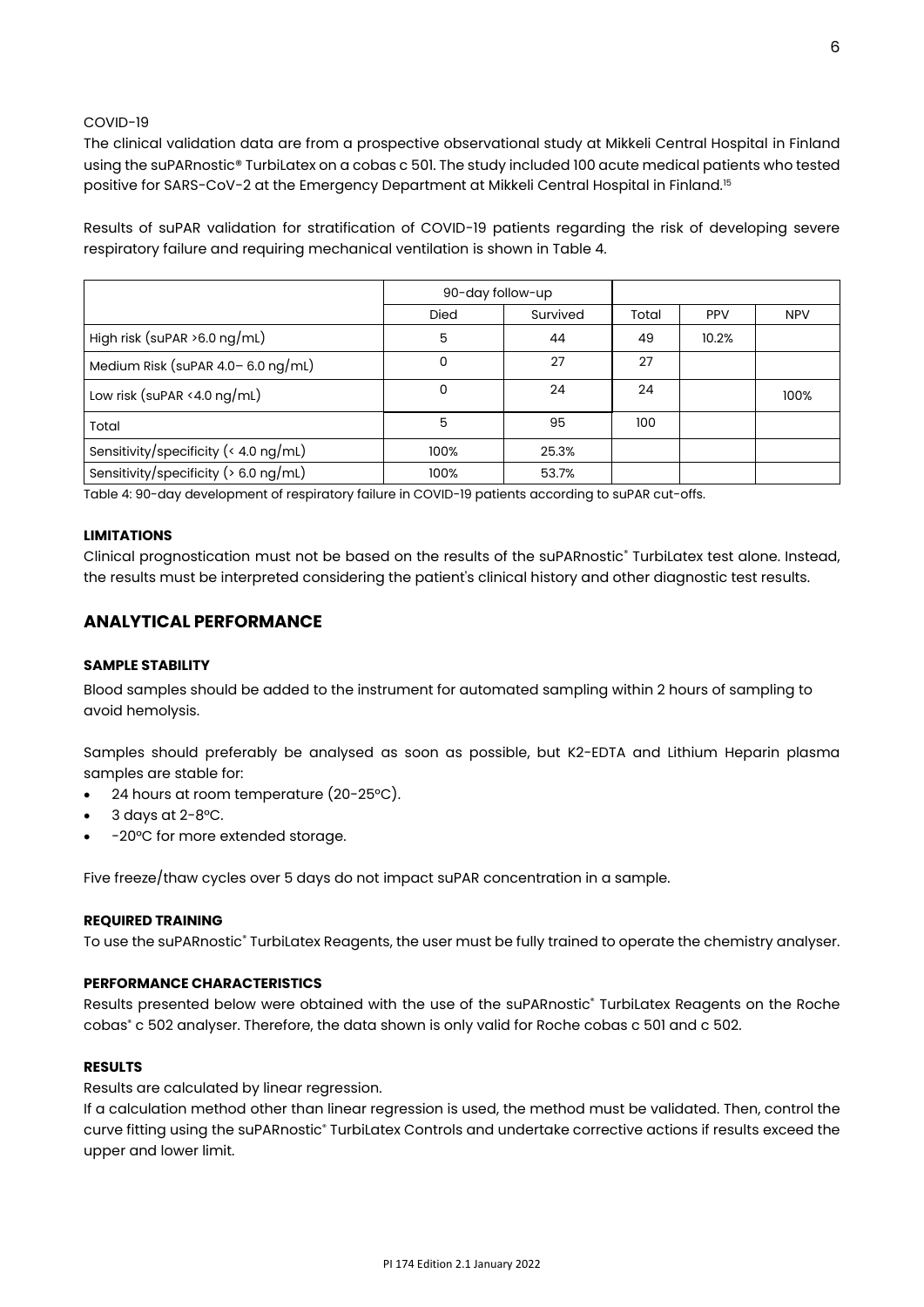COVID-19

The clinical validation data are from a prospective observational study at Mikkeli Central Hospital in Finland using the suPARnostic® TurbiLatex on a cobas c 501. The study included 100 acute medical patients who tested positive for SARS-CoV-2 at the Emergency Department at Mikkeli Central Hospital in Finland.[15]

Results of suPAR validation for stratification of COVID-19 patients regarding the risk of developing severe respiratory failure and requiring mechanical ventilation is shown in Table 4.

| | 90-day follow-up | | | | |
|---|---|---|---|---|---|
| | Died | Survived | Total | PPV | NPV |
| High risk (suPAR >6.0 ng/mL) | 5 | 44 | 49 | 10.2% | |
| Medium Risk (suPAR 4.0– 6.0 ng/mL) | 0 | 27 | 27 | | |
| Low risk (suPAR <4.0 ng/mL) | 0 | 24 | 24 | | 100% |
| Total | 5 | 95 | 100 | | |
| Sensitivity/specificity (< 4.0 ng/mL) | 100% | 25.3% | | | |
| Sensitivity/specificity (> 6.0 ng/mL) | 100% | 53.7% | | | |

Table 4: 90-day development of respiratory failure in COVID-19 patients according to suPAR cut-offs.

**LIMITATIONS**

Clinical prognostication must not be based on the results of the suPARnostic® TurbiLatex test alone. Instead, the results must be interpreted considering the patient's clinical history and other diagnostic test results.

## ANALYTICAL PERFORMANCE

**SAMPLE STABILITY**

Blood samples should be added to the instrument for automated sampling within 2 hours of sampling to avoid hemolysis.

Samples should preferably be analysed as soon as possible, but K2-EDTA and Lithium Heparin plasma samples are stable for:

- 24 hours at room temperature (20-25°C).
- 3 days at 2-8°C.
- -20°C for more extended storage.

Five freeze/thaw cycles over 5 days do not impact suPAR concentration in a sample.

**REQUIRED TRAINING**

To use the suPARnostic® TurbiLatex Reagents, the user must be fully trained to operate the chemistry analyser.

**PERFORMANCE CHARACTERISTICS**

Results presented below were obtained with the use of the suPARnostic® TurbiLatex Reagents on the Roche cobas® c 502 analyser. Therefore, the data shown is only valid for Roche cobas c 501 and c 502.

**RESULTS**

Results are calculated by linear regression.

If a calculation method other than linear regression is used, the method must be validated. Then, control the curve fitting using the suPARnostic® TurbiLatex Controls and undertake corrective actions if results exceed the upper and lower limit.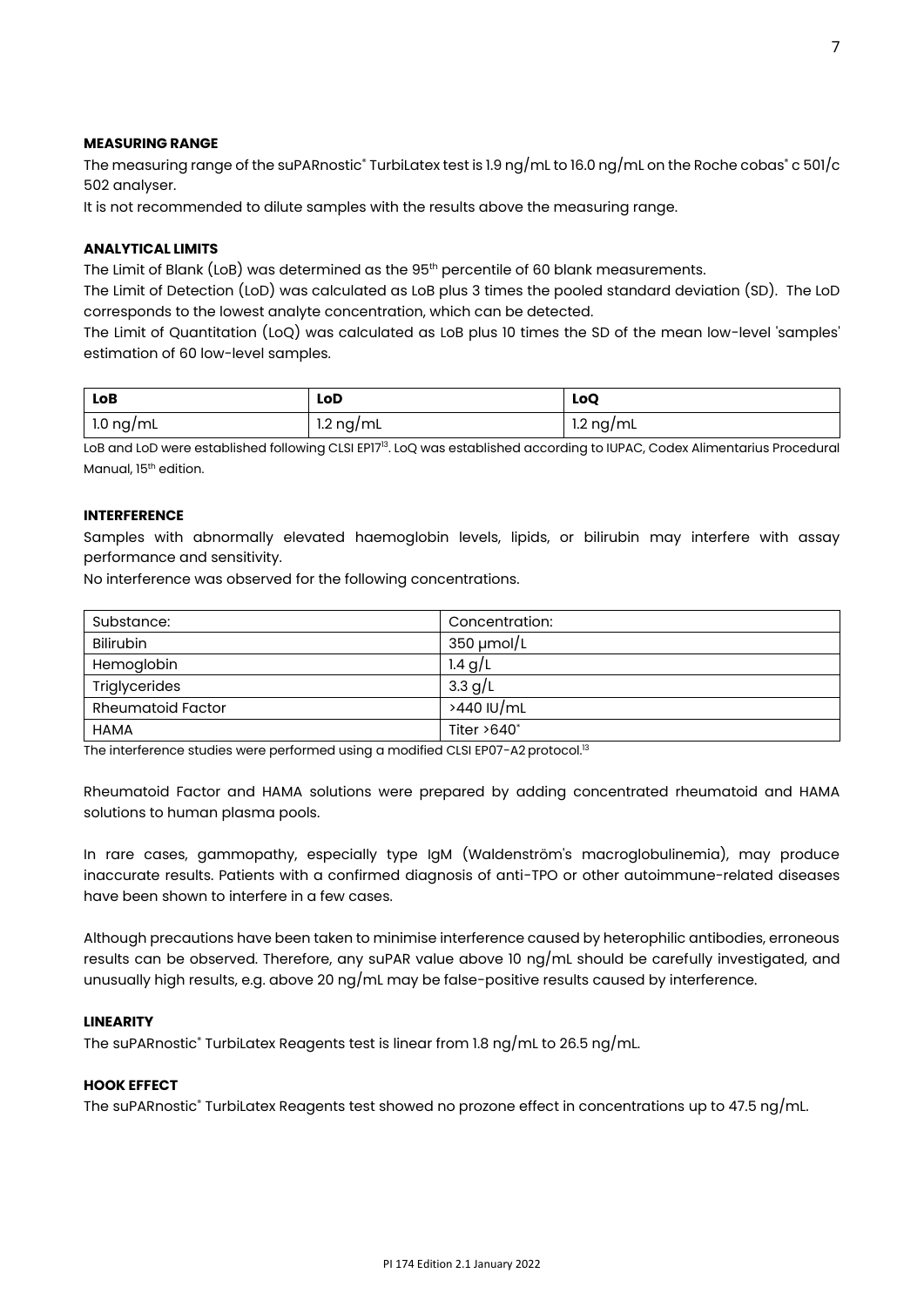**MEASURING RANGE**

The measuring range of the suPARnostic® TurbiLatex test is 1.9 ng/mL to 16.0 ng/mL on the Roche cobas® c 501/c 502 analyser.

It is not recommended to dilute samples with the results above the measuring range.

**ANALYTICAL LIMITS**

The Limit of Blank (LoB) was determined as the 95th percentile of 60 blank measurements.

The Limit of Detection (LoD) was calculated as LoB plus 3 times the pooled standard deviation (SD). The LoD corresponds to the lowest analyte concentration, which can be detected.

The Limit of Quantitation (LoQ) was calculated as LoB plus 10 times the SD of the mean low-level 'samples' estimation of 60 low-level samples.

| LoB | LoD | LoQ |
|---|---|---|
| 1.0 ng/mL | 1.2 ng/mL | 1.2 ng/mL |

LoB and LoD were established following CLSI EP17[13]. LoQ was established according to IUPAC, Codex Alimentarius Procedural Manual, 15th edition.

**INTERFERENCE**

Samples with abnormally elevated haemoglobin levels, lipids, or bilirubin may interfere with assay performance and sensitivity.

No interference was observed for the following concentrations.

| Substance: | Concentration: |
|---|---|
| Bilirubin | 350 µmol/L |
| Hemoglobin | 1.4 g/L |
| Triglycerides | 3.3 g/L |
| Rheumatoid Factor | >440 IU/mL |
| HAMA | Titer >640* |

The interference studies were performed using a modified CLSI EP07-A2 protocol.[13]

Rheumatoid Factor and HAMA solutions were prepared by adding concentrated rheumatoid and HAMA solutions to human plasma pools.

In rare cases, gammopathy, especially type IgM (Waldenström's macroglobulinemia), may produce inaccurate results. Patients with a confirmed diagnosis of anti-TPO or other autoimmune-related diseases have been shown to interfere in a few cases.

Although precautions have been taken to minimise interference caused by heterophilic antibodies, erroneous results can be observed. Therefore, any suPAR value above 10 ng/mL should be carefully investigated, and unusually high results, e.g. above 20 ng/mL may be false-positive results caused by interference.

**LINEARITY**

The suPARnostic® TurbiLatex Reagents test is linear from 1.8 ng/mL to 26.5 ng/mL.

**HOOK EFFECT**

The suPARnostic® TurbiLatex Reagents test showed no prozone effect in concentrations up to 47.5 ng/mL.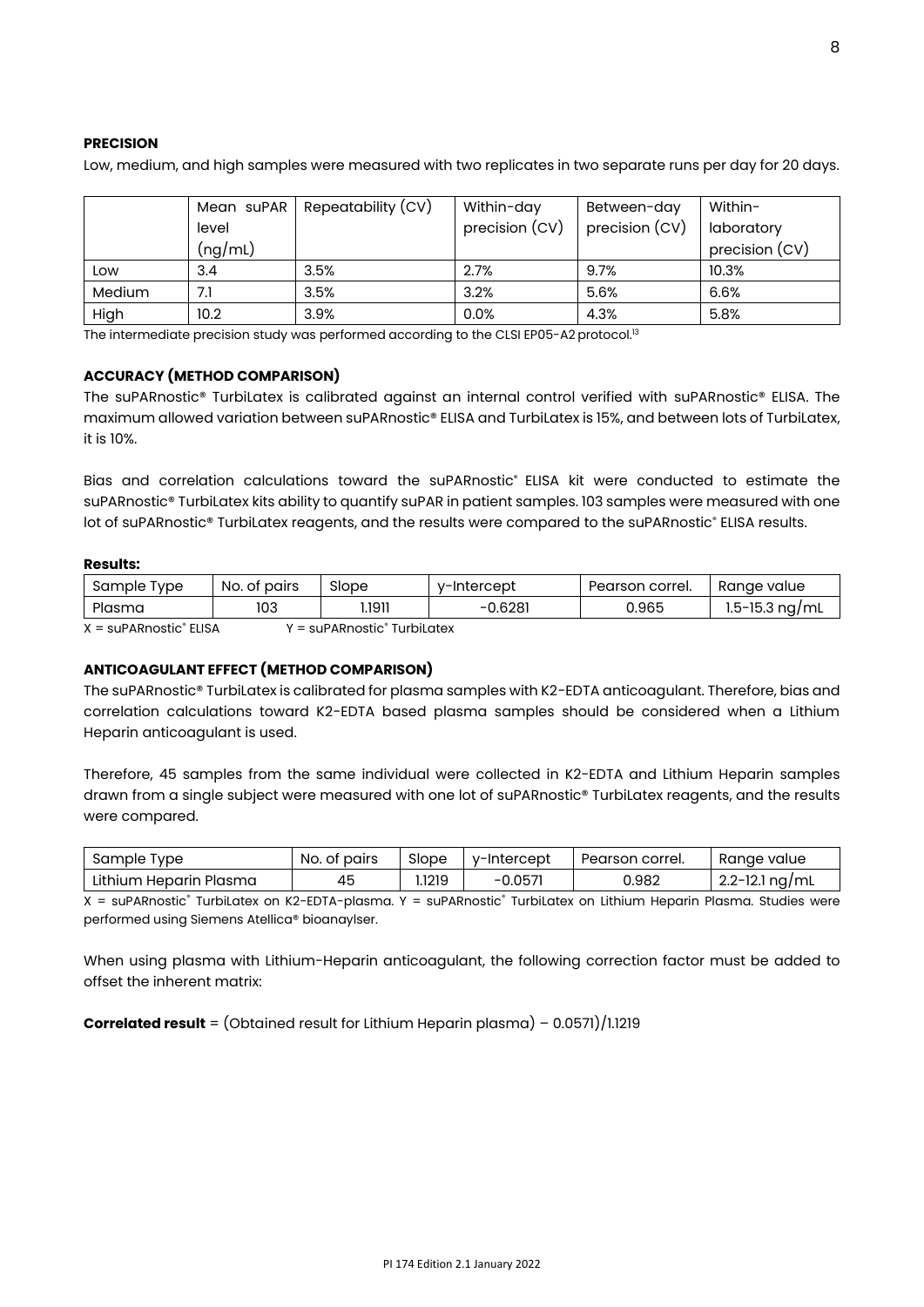### PRECISION

Low, medium, and high samples were measured with two replicates in two separate runs per day for 20 days.

| | Mean suPAR level (ng/mL) | Repeatability (CV) | Within-day precision (CV) | Between-day precision (CV) | Within-laboratory precision (CV) |
|---|---|---|---|---|---|
| Low | 3.4 | 3.5% | 2.7% | 9.7% | 10.3% |
| Medium | 7.1 | 3.5% | 3.2% | 5.6% | 6.6% |
| High | 10.2 | 3.9% | 0.0% | 4.3% | 5.8% |

The intermediate precision study was performed according to the CLSI EP05-A2 protocol.[13]

### ACCURACY (METHOD COMPARISON)

The suPARnostic® TurbiLatex is calibrated against an internal control verified with suPARnostic® ELISA. The maximum allowed variation between suPARnostic® ELISA and TurbiLatex is 15%, and between lots of TurbiLatex, it is 10%.

Bias and correlation calculations toward the suPARnostic® ELISA kit were conducted to estimate the suPARnostic® TurbiLatex kits ability to quantify suPAR in patient samples. 103 samples were measured with one lot of suPARnostic® TurbiLatex reagents, and the results were compared to the suPARnostic® ELISA results.

**Results:**

| Sample Type | No. of pairs | Slope | y-Intercept | Pearson correl. | Range value |
|---|---|---|---|---|---|
| Plasma | 103 | 1.1911 | -0.6281 | 0.965 | 1.5-15.3 ng/mL |

X = suPARnostic® ELISA Y = suPARnostic® TurbiLatex

### ANTICOAGULANT EFFECT (METHOD COMPARISON)

The suPARnostic® TurbiLatex is calibrated for plasma samples with K2-EDTA anticoagulant. Therefore, bias and correlation calculations toward K2-EDTA based plasma samples should be considered when a Lithium Heparin anticoagulant is used.

Therefore, 45 samples from the same individual were collected in K2-EDTA and Lithium Heparin samples drawn from a single subject were measured with one lot of suPARnostic® TurbiLatex reagents, and the results were compared.

| Sample Type | No. of pairs | Slope | y-Intercept | Pearson correl. | Range value |
|---|---|---|---|---|---|
| Lithium Heparin Plasma | 45 | 1.1219 | -0.0571 | 0.982 | 2.2-12.1 ng/mL |

X = suPARnostic® TurbiLatex on K2-EDTA-plasma. Y = suPARnostic® TurbiLatex on Lithium Heparin Plasma. Studies were performed using Siemens Atellica® bioanaylser.

When using plasma with Lithium-Heparin anticoagulant, the following correction factor must be added to offset the inherent matrix:

**Correlated result** = (Obtained result for Lithium Heparin plasma) – 0.0571)/1.1219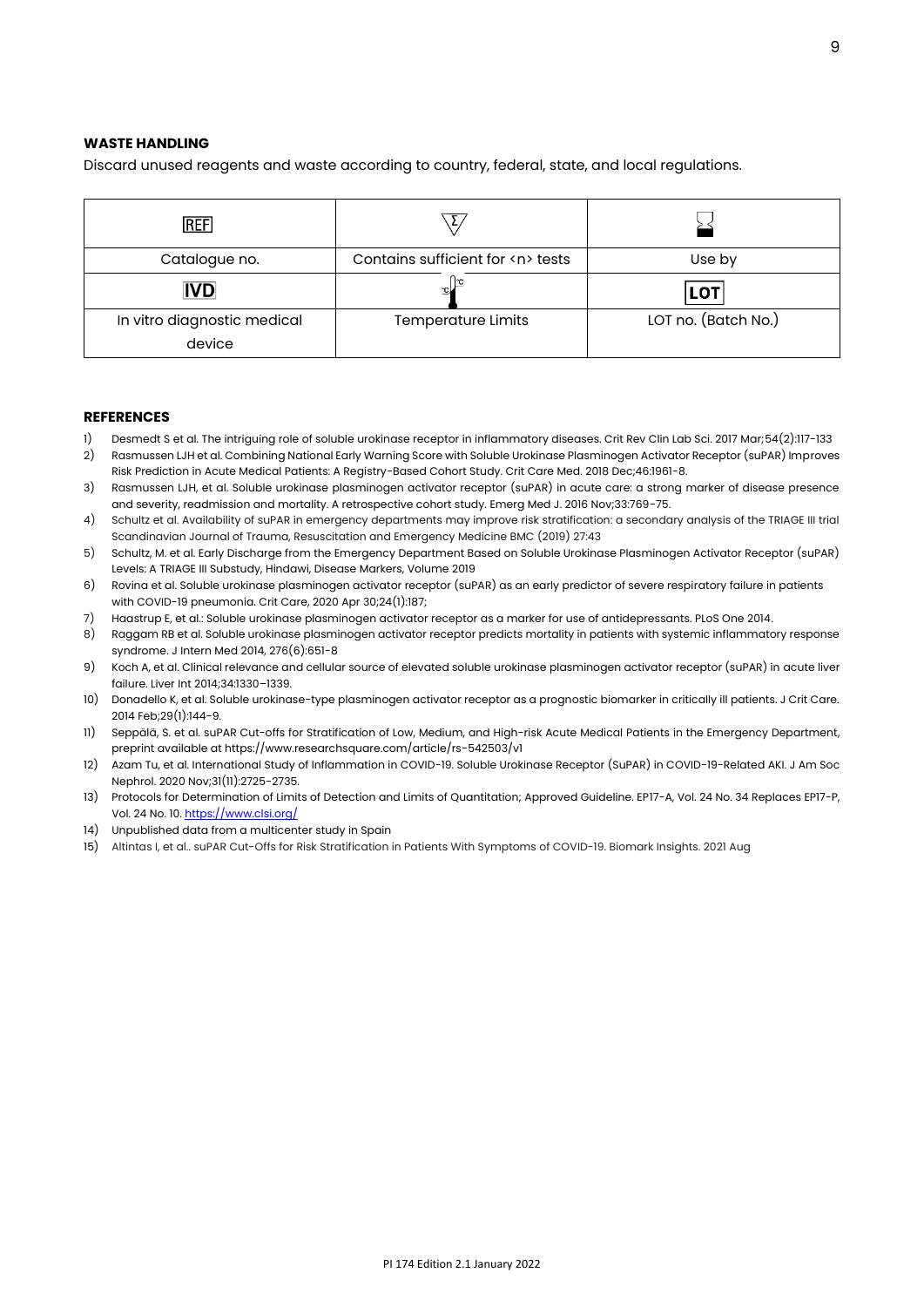**WASTE HANDLING**

Discard unused reagents and waste according to country, federal, state, and local regulations.

| REF | Σ | ⌛ |
|---|---|---|
| Catalogue no. | Contains sufficient for <n> tests | Use by |
| IVD | 🌡 | LOT |
| In vitro diagnostic medical device | Temperature Limits | LOT no. (Batch No.) |

**REFERENCES**

1) Desmedt S et al. The intriguing role of soluble urokinase receptor in inflammatory diseases. Crit Rev Clin Lab Sci. 2017 Mar;54(2):117-133
2) Rasmussen LJH et al. Combining National Early Warning Score with Soluble Urokinase Plasminogen Activator Receptor (suPAR) Improves Risk Prediction in Acute Medical Patients: A Registry-Based Cohort Study. Crit Care Med. 2018 Dec;46:1961-8.
3) Rasmussen LJH, et al. Soluble urokinase plasminogen activator receptor (suPAR) in acute care: a strong marker of disease presence and severity, readmission and mortality. A retrospective cohort study. Emerg Med J. 2016 Nov;33:769-75.
4) Schultz et al. Availability of suPAR in emergency departments may improve risk stratification: a secondary analysis of the TRIAGE III trial Scandinavian Journal of Trauma, Resuscitation and Emergency Medicine BMC (2019) 27:43
5) Schultz, M. et al. Early Discharge from the Emergency Department Based on Soluble Urokinase Plasminogen Activator Receptor (suPAR) Levels: A TRIAGE III Substudy, Hindawi, Disease Markers, Volume 2019
6) Rovina et al. Soluble urokinase plasminogen activator receptor (suPAR) as an early predictor of severe respiratory failure in patients with COVID-19 pneumonia. Crit Care, 2020 Apr 30;24(1):187;
7) Haastrup E, et al.: Soluble urokinase plasminogen activator receptor as a marker for use of antidepressants. PLoS One 2014.
8) Raggam RB et al. Soluble urokinase plasminogen activator receptor predicts mortality in patients with systemic inflammatory response syndrome. J Intern Med 2014, 276(6):651-8
9) Koch A, et al. Clinical relevance and cellular source of elevated soluble urokinase plasminogen activator receptor (suPAR) in acute liver failure. Liver Int 2014;34:1330–1339.
10) Donadello K, et al. Soluble urokinase-type plasminogen activator receptor as a prognostic biomarker in critically ill patients. J Crit Care. 2014 Feb;29(1):144-9.
11) Seppälä, S. et al. suPAR Cut-offs for Stratification of Low, Medium, and High-risk Acute Medical Patients in the Emergency Department, preprint available at https://www.researchsquare.com/article/rs-542503/v1
12) Azam Tu, et al. International Study of Inflammation in COVID-19. Soluble Urokinase Receptor (SuPAR) in COVID-19-Related AKI. J Am Soc Nephrol. 2020 Nov;31(11):2725-2735.
13) Protocols for Determination of Limits of Detection and Limits of Quantitation; Approved Guideline. EP17-A, Vol. 24 No. 34 Replaces EP17-P, Vol. 24 No. 10. https://www.clsi.org/
14) Unpublished data from a multicenter study in Spain
15) Altintas I, et al.. suPAR Cut-Offs for Risk Stratification in Patients With Symptoms of COVID-19. Biomark Insights. 2021 Aug

PI 174 Edition 2.1 January 2022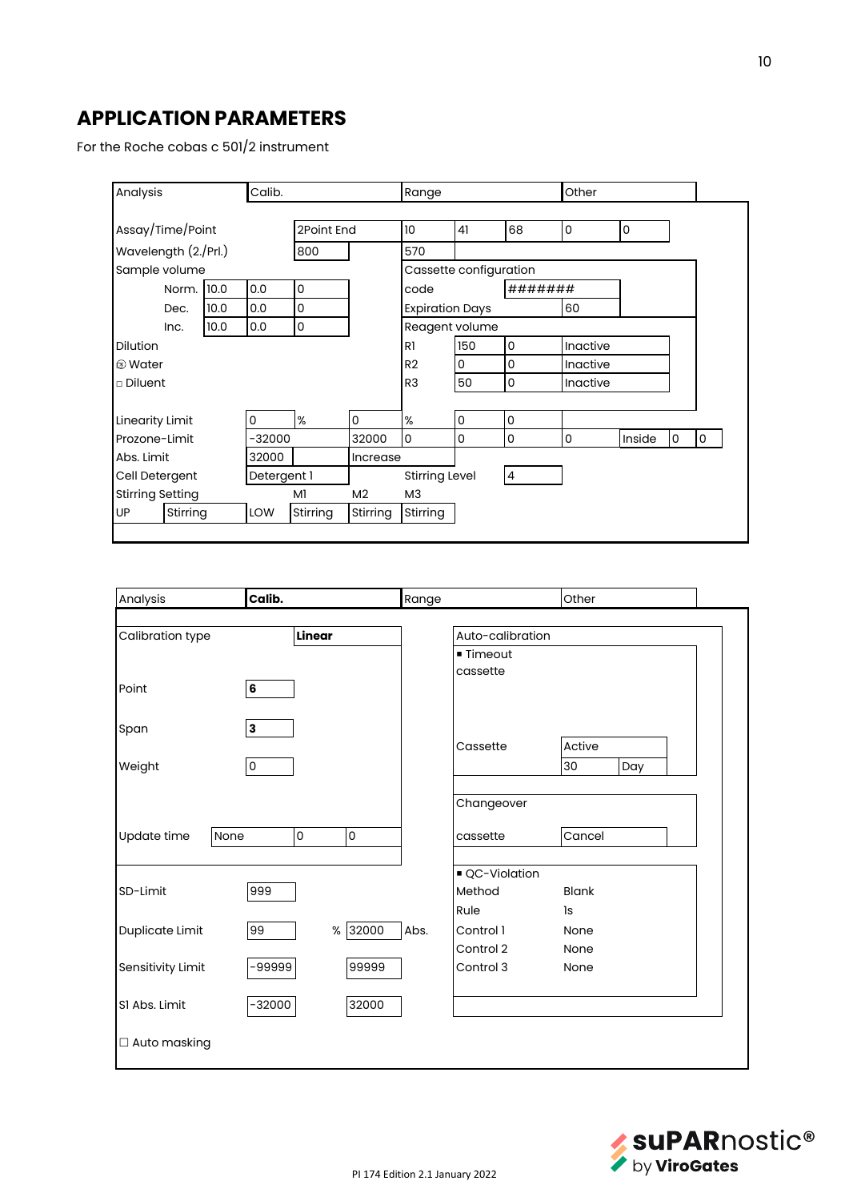## APPLICATION PARAMETERS

For the Roche cobas c 501/2 instrument

| Analysis | | Calib. | | | Range | | | Other | | |
|---|---|---|---|---|---|---|---|---|---|---|
| Assay/Time/Point | | | 2Point End | | 10 | 41 | 68 | 0 | 0 | |
| Wavelength (2./Prl.) | | | 800 | | 570 | | | | | |
| Sample volume | | | | | Cassette configuration | | | | | |
| Norm. | 10.0 | 0.0 | 0 | | code | | ####### | | | |
| Dec. | 10.0 | 0.0 | 0 | | Expiration Days | | | 60 | | |
| Inc. | 10.0 | 0.0 | 0 | | Reagent volume | | | | | |
| Dilution | | | | | R1 | 150 | 0 | Inactive | | |
| ⦻ Water | | | | | R2 | 0 | 0 | Inactive | | |
| □ Diluent | | | | | R3 | 50 | 0 | Inactive | | |
| Linearity Limit | | 0 | % | 0 | % | 0 | 0 | | | |
| Prozone-Limit | | -32000 | | 32000 | 0 | 0 | 0 | 0 | Inside | 0 | 0 |
| Abs. Limit | | 32000 | | Increase | | | | | | |
| Cell Detergent | | Detergent 1 | | | Stirring Level | | 4 | | | |
| Stirring Setting | | | M1 | M2 | M3 | | | | | |
| UP | Stirring | LOW | Stirring | Stirring | Stirring | | | | | |

| Analysis | **Calib.** | | Range | Other | |
|---|---|---|---|---|---|
| Calibration type | **Linear** | | Auto-calibration | | |
| | | | ▪ Timeout | | |
| | | | cassette | | |
| Point | **6** | | | | |
| Span | **3** | | Cassette | Active | |
| Weight | 0 | | | 30 | Day |
| | | | Changeover | | |
| Update time | None | 0 / 0 | cassette | Cancel | |
| SD-Limit | 999 | | ▪ QC-Violation | | |
| | | | Method | Blank | |
| | | | Rule | 1s | |
| Duplicate Limit | 99 % | 32000 Abs. | Control 1 | None | |
| | | | Control 2 | None | |
| Sensitivity Limit | -99999 | 99999 | Control 3 | None | |
| S1 Abs. Limit | -32000 | 32000 | | | |
| ☐ Auto masking | | | | | |

PI 174 Edition 2.1 January 2022

suPARnostic® by ViroGates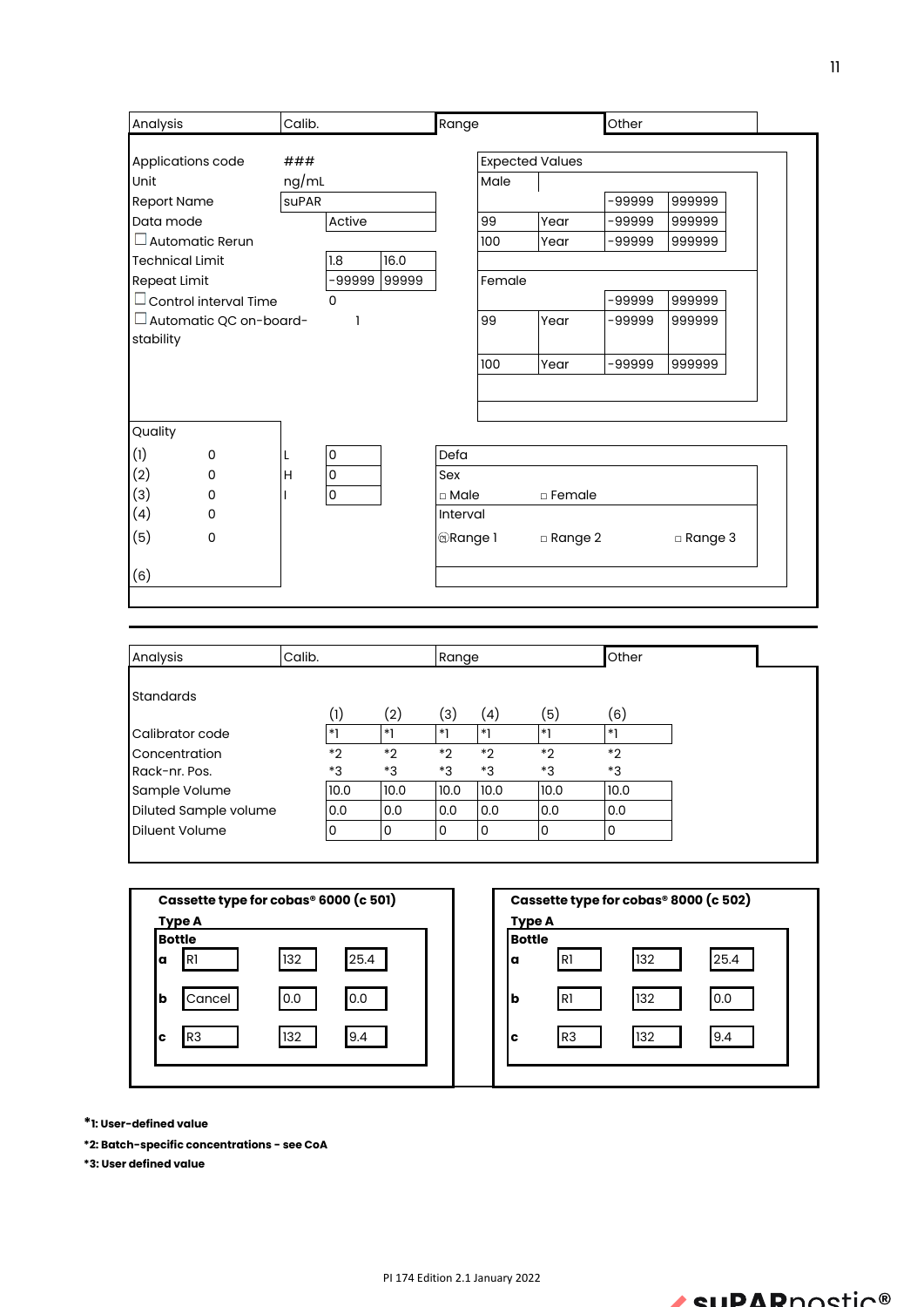| Analysis | Calib. | Range | Other |
|---|---|---|---|

| | | | |
|---|---|---|---|
| Applications code | ### | | |
| Unit | ng/mL | | |
| Report Name | suPAR | | |
| Data mode | | Active | |
| ☐ Automatic Rerun | | | |
| Technical Limit | | 1.8 | 16.0 |
| Repeat Limit | | -99999 | 99999 |
| ☐ Control interval Time | | 0 | |
| ☐ Automatic QC on-board-stability | | 1 | |

**Expected Values**

| Male | | | |
|---|---|---|---|
| | | -99999 | 999999 |
| 99 | Year | -99999 | 999999 |
| 100 | Year | -99999 | 999999 |

| Female | | | |
|---|---|---|---|
| | | -99999 | 999999 |
| 99 | Year | -99999 | 999999 |
| 100 | Year | -99999 | 999999 |

**Quality**

| | | | |
|---|---|---|---|
| (1) | 0 | L | 0 |
| (2) | 0 | H | 0 |
| (3) | 0 | I | 0 |
| (4) | 0 | | |
| (5) | 0 | | |
| (6) | | | |

**Defa**

Sex

☐ Male ☐ Female

Interval

◉ Range 1 ☐ Range 2 ☐ Range 3

| Analysis | Calib. | Range | Other |
|---|---|---|---|

**Standards**

| | (1) | (2) | (3) | (4) | (5) | (6) |
|---|---|---|---|---|---|---|
| Calibrator code | *1 | *1 | *1 | *1 | *1 | *1 |
| Concentration | *2 | *2 | *2 | *2 | *2 | *2 |
| Rack-nr. Pos. | *3 | *3 | *3 | *3 | *3 | *3 |
| Sample Volume | 10.0 | 10.0 | 10.0 | 10.0 | 10.0 | 10.0 |
| Diluted Sample volume | 0.0 | 0.0 | 0.0 | 0.0 | 0.0 | 0.0 |
| Diluent Volume | 0 | 0 | 0 | 0 | 0 | 0 |

**Cassette type for cobas® 6000 (c 501)**

**Type A**

| **Bottle** | | | |
|---|---|---|---|
| **a** | R1 | 132 | 25.4 |
| **b** | Cancel | 0.0 | 0.0 |
| **c** | R3 | 132 | 9.4 |

**Cassette type for cobas® 8000 (c 502)**

**Type A**

| **Bottle** | | | |
|---|---|---|---|
| **a** | R1 | 132 | 25.4 |
| **b** | R1 | 132 | 0.0 |
| **c** | R3 | 132 | 9.4 |

**\*1: User-defined value**

**\*2: Batch-specific concentrations - see CoA**

**\*3: User defined value**

PI 174 Edition 2.1 January 2022